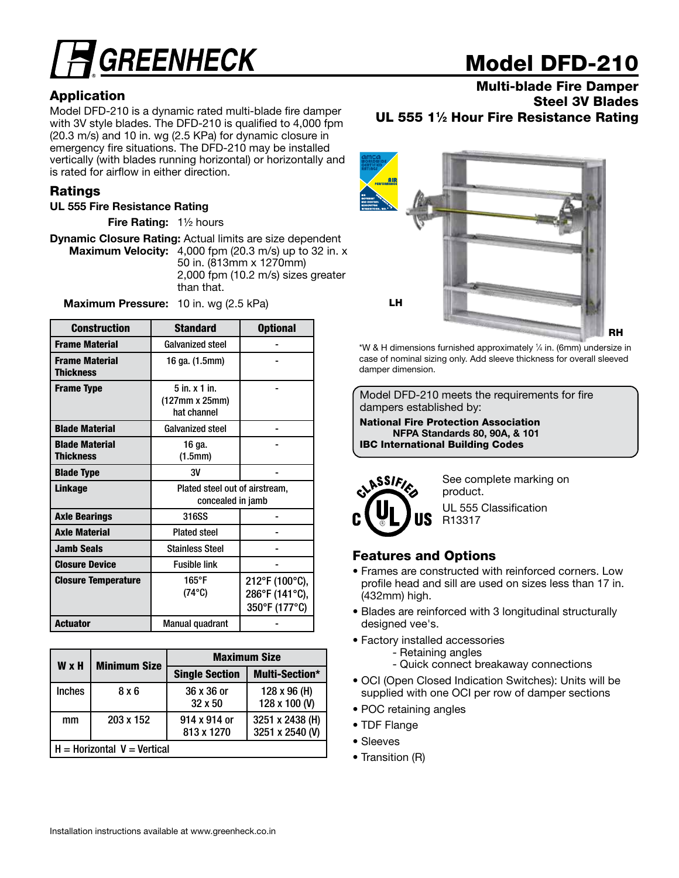# GREENHECK

# Model DFD-210

**Multi-blade Fire Damper**
**Steel 3V Blades**
**UL 555 1½ Hour Fire Resistance Rating**

## Application

Model DFD-210 is a dynamic rated multi-blade fire damper with 3V style blades. The DFD-210 is qualified to 4,000 fpm (20.3 m/s) and 10 in. wg (2.5 KPa) for dynamic closure in emergency fire situations. The DFD-210 may be installed vertically (with blades running horizontal) or horizontally and is rated for airflow in either direction.

## Ratings

**UL 555 Fire Resistance Rating**

**Fire Rating:** 1½ hours

**Dynamic Closure Rating:** Actual limits are size dependent

**Maximum Velocity:** 4,000 fpm (20.3 m/s) up to 32 in. x 50 in. (813mm x 1270mm)
2,000 fpm (10.2 m/s) sizes greater than that.

**Maximum Pressure:** 10 in. wg (2.5 kPa)

| Construction | Standard | Optional |
|---|---|---|
| **Frame Material** | Galvanized steel | - |
| **Frame Material Thickness** | 16 ga. (1.5mm) | - |
| **Frame Type** | 5 in. x 1 in. (127mm x 25mm) hat channel | - |
| **Blade Material** | Galvanized steel | - |
| **Blade Material Thickness** | 16 ga. (1.5mm) | - |
| **Blade Type** | 3V | - |
| **Linkage** | Plated steel out of airstream, concealed in jamb | |
| **Axle Bearings** | 316SS | - |
| **Axle Material** | Plated steel | - |
| **Jamb Seals** | Stainless Steel | - |
| **Closure Device** | Fusible link | - |
| **Closure Temperature** | 165°F (74°C) | 212°F (100°C), 286°F (141°C), 350°F (177°C) |
| **Actuator** | Manual quadrant | - |

| W x H | Minimum Size | Maximum Size | |
|---|---|---|---|
| | | Single Section | Multi-Section* |
| Inches | 8 x 6 | 36 x 36 or 32 x 50 | 128 x 96 (H) 128 x 100 (V) |
| mm | 203 x 152 | 914 x 914 or 813 x 1270 | 3251 x 2438 (H) 3251 x 2540 (V) |
| H = Horizontal V = Vertical | | | |

LH RH

*W & H dimensions furnished approximately ¼ in. (6mm) undersize in case of nominal sizing only. Add sleeve thickness for overall sleeved damper dimension.

Model DFD-210 meets the requirements for fire dampers established by:

**National Fire Protection Association**
**NFPA Standards 80, 90A, & 101**
**IBC International Building Codes**

See complete marking on product.

UL 555 Classification R13317

## Features and Options

- Frames are constructed with reinforced corners. Low profile head and sill are used on sizes less than 17 in. (432mm) high.
- Blades are reinforced with 3 longitudinal structurally designed vee's.
- Factory installed accessories
  - Retaining angles
  - Quick connect breakaway connections
- OCI (Open Closed Indication Switches): Units will be supplied with one OCI per row of damper sections
- POC retaining angles
- TDF Flange
- Sleeves
- Transition (R)

Installation instructions available at www.greenheck.co.in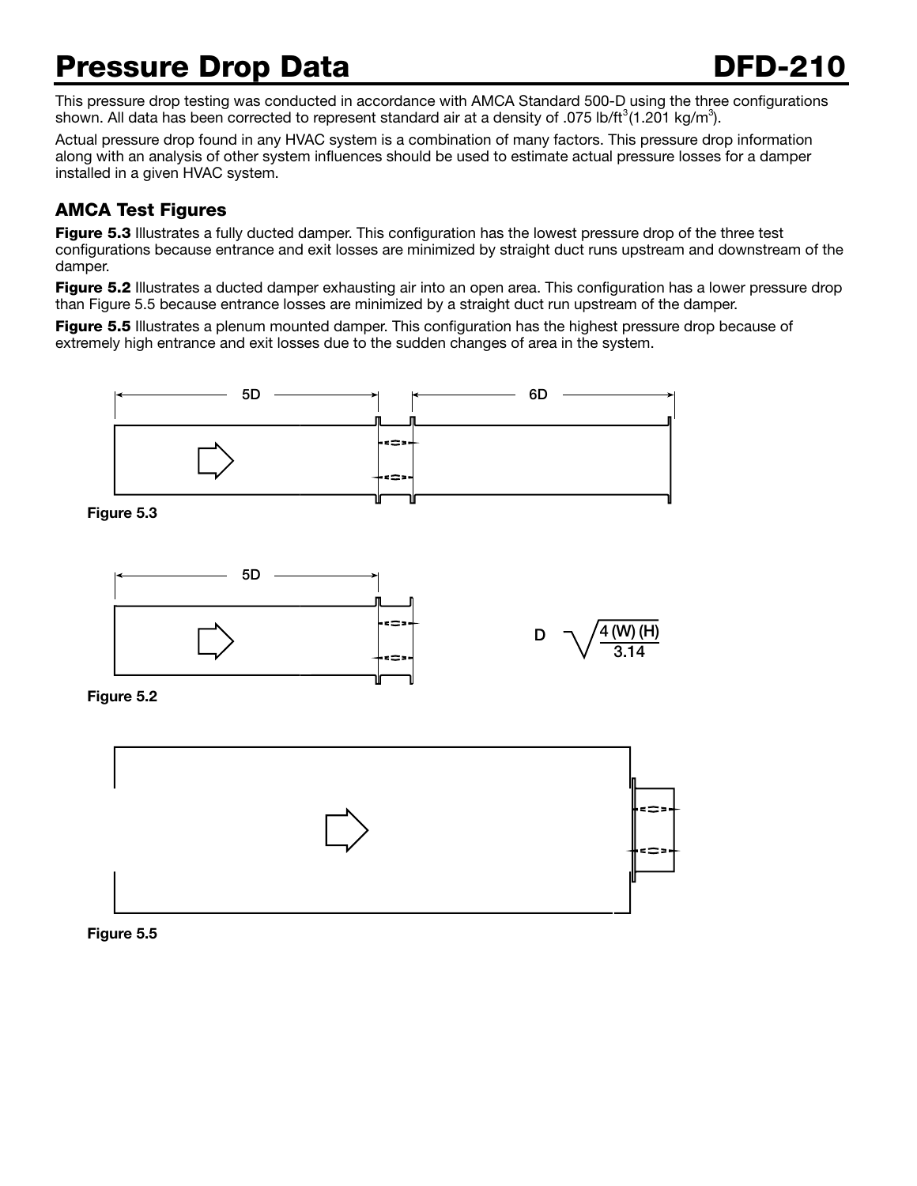# Pressure Drop Data

## DFD-210

This pressure drop testing was conducted in accordance with AMCA Standard 500-D using the three configurations shown. All data has been corrected to represent standard air at a density of .075 lb/ft$^3$(1.201 kg/m$^3$).

Actual pressure drop found in any HVAC system is a combination of many factors. This pressure drop information along with an analysis of other system influences should be used to estimate actual pressure losses for a damper installed in a given HVAC system.

### AMCA Test Figures

**Figure 5.3** Illustrates a fully ducted damper. This configuration has the lowest pressure drop of the three test configurations because entrance and exit losses are minimized by straight duct runs upstream and downstream of the damper.

**Figure 5.2** Illustrates a ducted damper exhausting air into an open area. This configuration has a lower pressure drop than Figure 5.5 because entrance losses are minimized by a straight duct run upstream of the damper.

**Figure 5.5** Illustrates a plenum mounted damper. This configuration has the highest pressure drop because of extremely high entrance and exit losses due to the sudden changes of area in the system.

5D 6D

**Figure 5.3**

5D

$$D = \sqrt{\frac{4\,(W)\,(H)}{3.14}}$$

**Figure 5.2**

**Figure 5.5**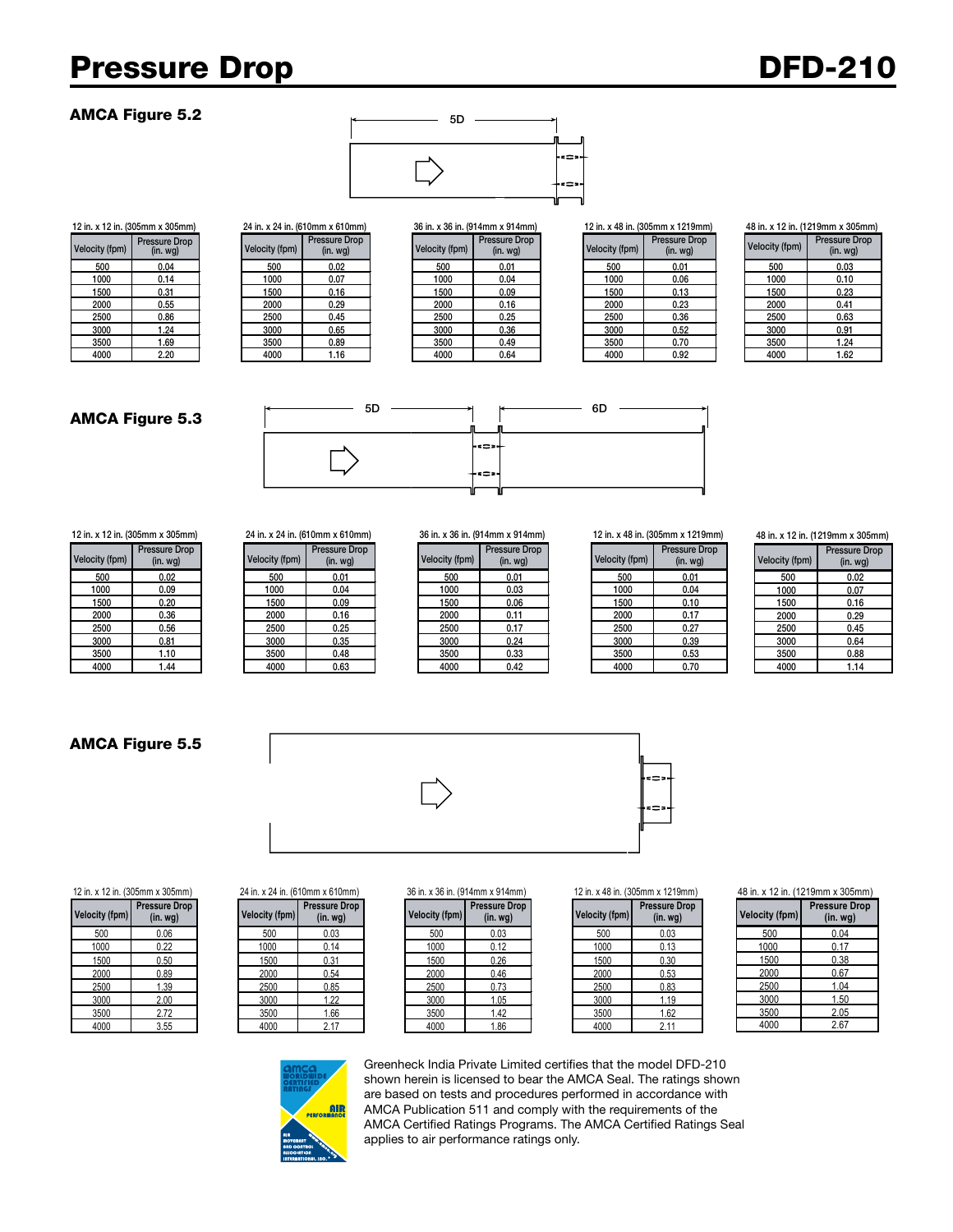# Pressure Drop

## DFD-210

### AMCA Figure 5.2

5D

**12 in. x 12 in. (305mm x 305mm)**

| Velocity (fpm) | Pressure Drop (in. wg) |
|---|---|
| 500 | 0.04 |
| 1000 | 0.14 |
| 1500 | 0.31 |
| 2000 | 0.55 |
| 2500 | 0.86 |
| 3000 | 1.24 |
| 3500 | 1.69 |
| 4000 | 2.20 |

**24 in. x 24 in. (610mm x 610mm)**

| Velocity (fpm) | Pressure Drop (in. wg) |
|---|---|
| 500 | 0.02 |
| 1000 | 0.07 |
| 1500 | 0.16 |
| 2000 | 0.29 |
| 2500 | 0.45 |
| 3000 | 0.65 |
| 3500 | 0.89 |
| 4000 | 1.16 |

**36 in. x 36 in. (914mm x 914mm)**

| Velocity (fpm) | Pressure Drop (in. wg) |
|---|---|
| 500 | 0.01 |
| 1000 | 0.04 |
| 1500 | 0.09 |
| 2000 | 0.16 |
| 2500 | 0.25 |
| 3000 | 0.36 |
| 3500 | 0.49 |
| 4000 | 0.64 |

**12 in. x 48 in. (305mm x 1219mm)**

| Velocity (fpm) | Pressure Drop (in. wg) |
|---|---|
| 500 | 0.01 |
| 1000 | 0.06 |
| 1500 | 0.13 |
| 2000 | 0.23 |
| 2500 | 0.36 |
| 3000 | 0.52 |
| 3500 | 0.70 |
| 4000 | 0.92 |

**48 in. x 12 in. (1219mm x 305mm)**

| Velocity (fpm) | Pressure Drop (in. wg) |
|---|---|
| 500 | 0.03 |
| 1000 | 0.10 |
| 1500 | 0.23 |
| 2000 | 0.41 |
| 2500 | 0.63 |
| 3000 | 0.91 |
| 3500 | 1.24 |
| 4000 | 1.62 |

### AMCA Figure 5.3

5D 6D

**12 in. x 12 in. (305mm x 305mm)**

| Velocity (fpm) | Pressure Drop (in. wg) |
|---|---|
| 500 | 0.02 |
| 1000 | 0.09 |
| 1500 | 0.20 |
| 2000 | 0.36 |
| 2500 | 0.56 |
| 3000 | 0.81 |
| 3500 | 1.10 |
| 4000 | 1.44 |

**24 in. x 24 in. (610mm x 610mm)**

| Velocity (fpm) | Pressure Drop (in. wg) |
|---|---|
| 500 | 0.01 |
| 1000 | 0.04 |
| 1500 | 0.09 |
| 2000 | 0.16 |
| 2500 | 0.25 |
| 3000 | 0.35 |
| 3500 | 0.48 |
| 4000 | 0.63 |

**36 in. x 36 in. (914mm x 914mm)**

| Velocity (fpm) | Pressure Drop (in. wg) |
|---|---|
| 500 | 0.01 |
| 1000 | 0.03 |
| 1500 | 0.06 |
| 2000 | 0.11 |
| 2500 | 0.17 |
| 3000 | 0.24 |
| 3500 | 0.33 |
| 4000 | 0.42 |

**12 in. x 48 in. (305mm x 1219mm)**

| Velocity (fpm) | Pressure Drop (in. wg) |
|---|---|
| 500 | 0.01 |
| 1000 | 0.04 |
| 1500 | 0.10 |
| 2000 | 0.17 |
| 2500 | 0.27 |
| 3000 | 0.39 |
| 3500 | 0.53 |
| 4000 | 0.70 |

**48 in. x 12 in. (1219mm x 305mm)**

| Velocity (fpm) | Pressure Drop (in. wg) |
|---|---|
| 500 | 0.02 |
| 1000 | 0.07 |
| 1500 | 0.16 |
| 2000 | 0.29 |
| 2500 | 0.45 |
| 3000 | 0.64 |
| 3500 | 0.88 |
| 4000 | 1.14 |

### AMCA Figure 5.5

**12 in. x 12 in. (305mm x 305mm)**

| Velocity (fpm) | Pressure Drop (in. wg) |
|---|---|
| 500 | 0.06 |
| 1000 | 0.22 |
| 1500 | 0.50 |
| 2000 | 0.89 |
| 2500 | 1.39 |
| 3000 | 2.00 |
| 3500 | 2.72 |
| 4000 | 3.55 |

**24 in. x 24 in. (610mm x 610mm)**

| Velocity (fpm) | Pressure Drop (in. wg) |
|---|---|
| 500 | 0.03 |
| 1000 | 0.14 |
| 1500 | 0.31 |
| 2000 | 0.54 |
| 2500 | 0.85 |
| 3000 | 1.22 |
| 3500 | 1.66 |
| 4000 | 2.17 |

**36 in. x 36 in. (914mm x 914mm)**

| Velocity (fpm) | Pressure Drop (in. wg) |
|---|---|
| 500 | 0.03 |
| 1000 | 0.12 |
| 1500 | 0.26 |
| 2000 | 0.46 |
| 2500 | 0.73 |
| 3000 | 1.05 |
| 3500 | 1.42 |
| 4000 | 1.86 |

**12 in. x 48 in. (305mm x 1219mm)**

| Velocity (fpm) | Pressure Drop (in. wg) |
|---|---|
| 500 | 0.03 |
| 1000 | 0.13 |
| 1500 | 0.30 |
| 2000 | 0.53 |
| 2500 | 0.83 |
| 3000 | 1.19 |
| 3500 | 1.62 |
| 4000 | 2.11 |

**48 in. x 12 in. (1219mm x 305mm)**

| Velocity (fpm) | Pressure Drop (in. wg) |
|---|---|
| 500 | 0.04 |
| 1000 | 0.17 |
| 1500 | 0.38 |
| 2000 | 0.67 |
| 2500 | 1.04 |
| 3000 | 1.50 |
| 3500 | 2.05 |
| 4000 | 2.67 |

Greenheck India Private Limited certifies that the model DFD-210 shown herein is licensed to bear the AMCA Seal. The ratings shown are based on tests and procedures performed in accordance with AMCA Publication 511 and comply with the requirements of the AMCA Certified Ratings Programs. The AMCA Certified Ratings Seal applies to air performance ratings only.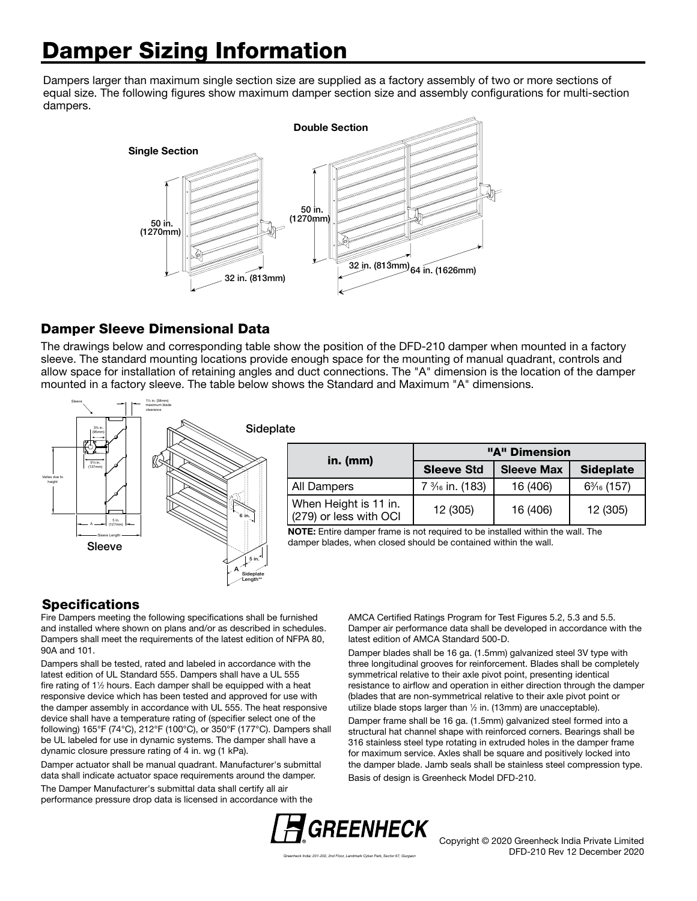# Damper Sizing Information

Dampers larger than maximum single section size are supplied as a factory assembly of two or more sections of equal size. The following figures show maximum damper section size and assembly configurations for multi-section dampers.

Single Section

50 in. (1270mm)

32 in. (813mm)

Double Section

50 in. (1270mm)

32 in. (813mm)

64 in. (1626mm)

## Damper Sleeve Dimensional Data

The drawings below and corresponding table show the position of the DFD-210 damper when mounted in a factory sleeve. The standard mounting locations provide enough space for the mounting of manual quadrant, controls and allow space for installation of retaining angles and duct connections. The "A" dimension is the location of the damper mounted in a factory sleeve. The table below shows the Standard and Maximum "A" dimensions.

Sleeve

1½ in. (38mm) maximum blade clearance

3¾ in. (95mm)

5⅜ in. (137mm)

Varies due to height

A

5 in. (127mm)

Sleeve Length

Sideplate

6 in.

5 in.

A

Sideplate Length**

| in. (mm) | "A" Dimension | | |
|---|---|---|---|
| | Sleeve Std | Sleeve Max | Sideplate |
| All Dampers | 7 3⁄16 in. (183) | 16 (406) | 6³⁄16 (157) |
| When Height is 11 in. (279) or less with OCI | 12 (305) | 16 (406) | 12 (305) |

**NOTE:** Entire damper frame is not required to be installed within the wall. The damper blades, when closed should be contained within the wall.

## Specifications

Fire Dampers meeting the following specifications shall be furnished and installed where shown on plans and/or as described in schedules. Dampers shall meet the requirements of the latest edition of NFPA 80, 90A and 101.

Dampers shall be tested, rated and labeled in accordance with the latest edition of UL Standard 555. Dampers shall have a UL 555 fire rating of 1½ hours. Each damper shall be equipped with a heat responsive device which has been tested and approved for use with the damper assembly in accordance with UL 555. The heat responsive device shall have a temperature rating of (specifier select one of the following) 165°F (74°C), 212°F (100°C), or 350°F (177°C). Dampers shall be UL labeled for use in dynamic systems. The damper shall have a dynamic closure pressure rating of 4 in. wg (1 kPa).

Damper actuator shall be manual quadrant. Manufacturer's submittal data shall indicate actuator space requirements around the damper.

The Damper Manufacturer's submittal data shall certify all air performance pressure drop data is licensed in accordance with the AMCA Certified Ratings Program for Test Figures 5.2, 5.3 and 5.5. Damper air performance data shall be developed in accordance with the latest edition of AMCA Standard 500-D.

Damper blades shall be 16 ga. (1.5mm) galvanized steel 3V type with three longitudinal grooves for reinforcement. Blades shall be completely symmetrical relative to their axle pivot point, presenting identical resistance to airflow and operation in either direction through the damper (blades that are non-symmetrical relative to their axle pivot point or utilize blade stops larger than ½ in. (13mm) are unacceptable).

Damper frame shall be 16 ga. (1.5mm) galvanized steel formed into a structural hat channel shape with reinforced corners. Bearings shall be 316 stainless steel type rotating in extruded holes in the damper frame for maximum service. Axles shall be square and positively locked into the damper blade. Jamb seals shall be stainless steel compression type.

Basis of design is Greenheck Model DFD-210.

GREENHECK

Greenheck India: 201-202, 2nd Floor, Landmark Cyber Park, Sector 67, Gurgaon

Copyright © 2020 Greenheck India Private Limited
DFD-210 Rev 12 December 2020